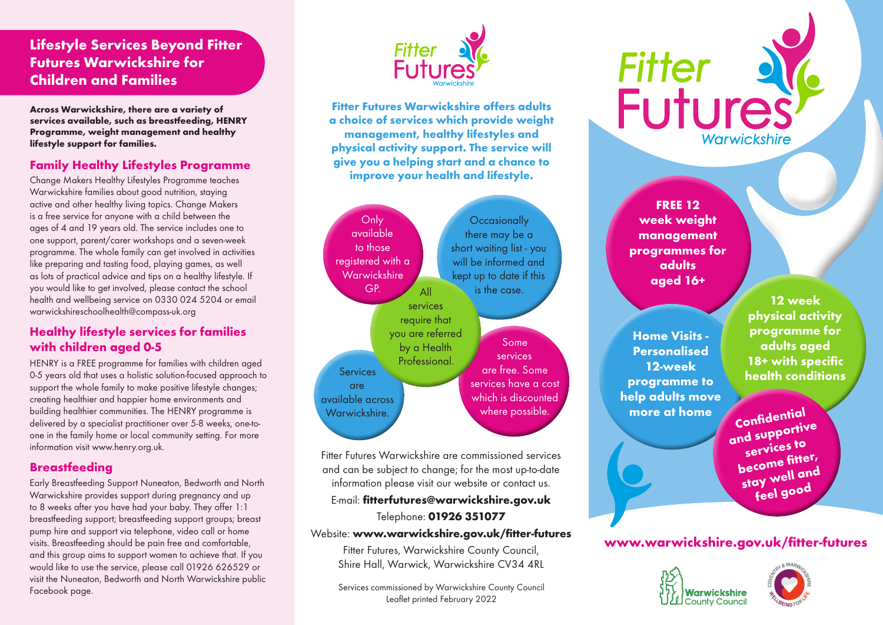## Lifestyle Services Beyond Fitter Futures Warwickshire for Children and Families

**Across Warwickshire, there are a variety of services available, such as breastfeeding, HENRY Programme, weight management and healthy lifestyle support for families.**

### Family Healthy Lifestyles Programme

Change Makers Healthy Lifestyles Programme teaches Warwickshire families about good nutrition, staying active and other healthy living topics. Change Makers is a free service for anyone with a child between the ages of 4 and 19 years old. The service includes one to one support, parent/carer workshops and a seven-week programme. The whole family can get involved in activities like preparing and tasting food, playing games, as well as lots of practical advice and tips on a healthy lifestyle. If you would like to get involved, please contact the school health and wellbeing service on 0330 024 5204 or email warwickshireschoolhealth@compass-uk.org

### Healthy lifestyle services for families with children aged 0-5

HENRY is a FREE programme for families with children aged 0-5 years old that uses a holistic solution-focused approach to support the whole family to make positive lifestyle changes; creating healthier and happier home environments and building healthier communities. The HENRY programme is delivered by a specialist practitioner over 5-8 weeks, one-to-one in the family home or local community setting. For more information visit www.henry.org.uk.

### Breastfeeding

Early Breastfeeding Support Nuneaton, Bedworth and North Warwickshire provides support during pregnancy and up to 8 weeks after you have had your baby. They offer 1:1 breastfeeding support; breastfeeding support groups; breast pump hire and support via telephone, video call or home visits. Breastfeeding should be pain free and comfortable, and this group aims to support women to achieve that. If you would like to use the service, please call 01926 626529 or visit the Nuneaton, Bedworth and North Warwickshire public Facebook page.

Fitter Futures Warwickshire

**Fitter Futures Warwickshire offers adults a choice of services which provide weight management, healthy lifestyles and physical activity support. The service will give you a helping start and a chance to improve your health and lifestyle.**

- Only available to those registered with a Warwickshire GP.
- Occasionally there may be a short waiting list - you will be informed and kept up to date if this is the case.
- All services require that you are referred by a Health Professional.
- Services are available across Warwickshire.
- Some services are free. Some services have a cost which is discounted where possible.

Fitter Futures Warwickshire are commissioned services and can be subject to change; for the most up-to-date information please visit our website or contact us.

E-mail: **fitterfutures@warwickshire.gov.uk**

Telephone: **01926 351077**

Website: **www.warwickshire.gov.uk/fitter-futures**

Fitter Futures, Warwickshire County Council, Shire Hall, Warwick, Warwickshire CV34 4RL

Services commissioned by Warwickshire County Council
Leaflet printed February 2022

# Fitter Futures Warwickshire

**FREE 12 week weight management programmes for adults aged 16+**

**Home Visits - Personalised 12-week programme to help adults move more at home**

**12 week physical activity programme for adults aged 18+ with specific health conditions**

**Confidential and supportive services to become fitter, stay well and feel good**

**www.warwickshire.gov.uk/fitter-futures**

Warwickshire County Council

Coventry & Warwickshire Wellbeing for Life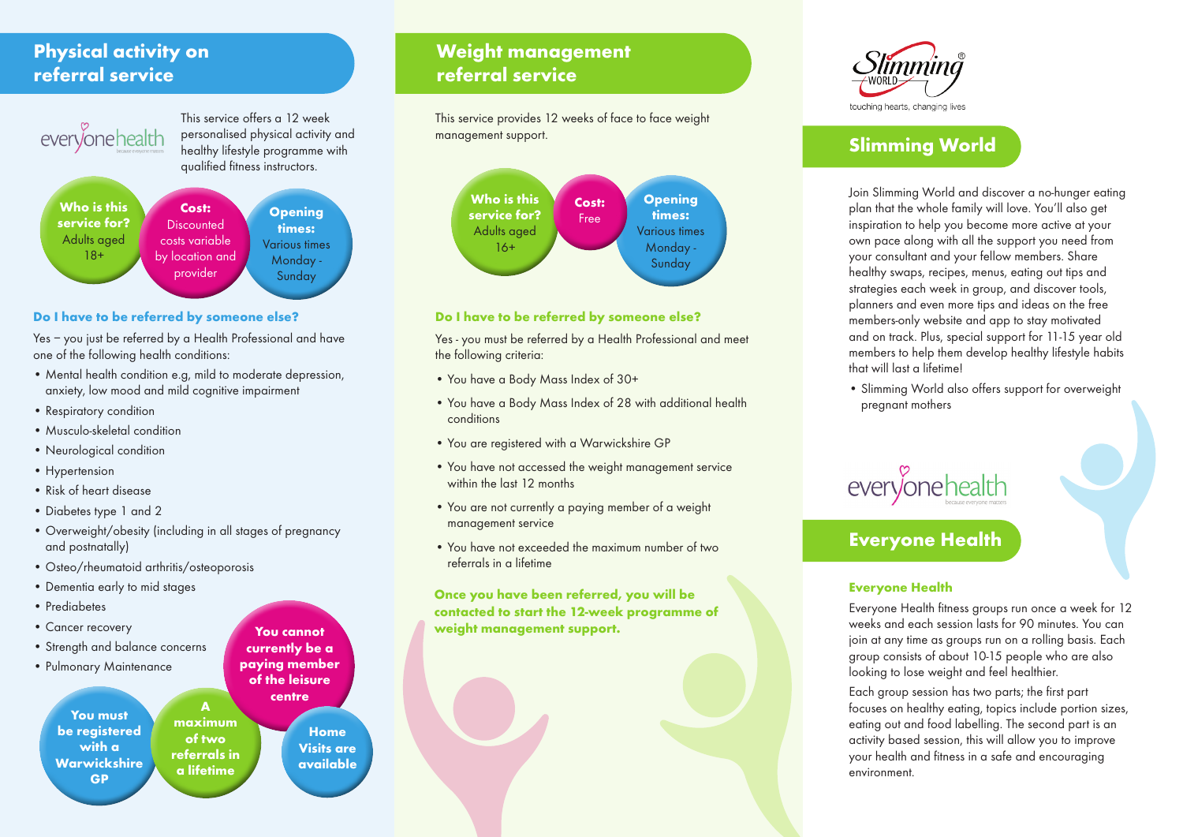## Physical activity on referral service

everyone health

This service offers a 12 week personalised physical activity and healthy lifestyle programme with qualified fitness instructors.

**Who is this service for?** Adults aged 18+

**Cost:** Discounted costs variable by location and provider

**Opening times:** Various times Monday - Sunday

### Do I have to be referred by someone else?

Yes – you just be referred by a Health Professional and have one of the following health conditions:

- Mental health condition e.g, mild to moderate depression, anxiety, low mood and mild cognitive impairment
- Respiratory condition
- Musculo-skeletal condition
- Neurological condition
- Hypertension
- Risk of heart disease
- Diabetes type 1 and 2
- Overweight/obesity (including in all stages of pregnancy and postnatally)
- Osteo/rheumatoid arthritis/osteoporosis
- Dementia early to mid stages
- Prediabetes
- Cancer recovery
- Strength and balance concerns
- Pulmonary Maintenance

**You cannot currently be a paying member of the leisure centre**

**You must be registered with a Warwickshire GP**

**A maximum of two referrals in a lifetime**

**Home Visits are available**

## Weight management referral service

This service provides 12 weeks of face to face weight management support.

**Who is this service for?** Adults aged 16+

**Cost:** Free

**Opening times:** Various times Monday - Sunday

### Do I have to be referred by someone else?

Yes - you must be referred by a Health Professional and meet the following criteria:

- You have a Body Mass Index of 30+
- You have a Body Mass Index of 28 with additional health conditions
- You are registered with a Warwickshire GP
- You have not accessed the weight management service within the last 12 months
- You are not currently a paying member of a weight management service
- You have not exceeded the maximum number of two referrals in a lifetime

**Once you have been referred, you will be contacted to start the 12-week programme of weight management support.**

Slimming World® – touching hearts, changing lives

## Slimming World

Join Slimming World and discover a no-hunger eating plan that the whole family will love. You'll also get inspiration to help you become more active at your own pace along with all the support you need from your consultant and your fellow members. Share healthy swaps, recipes, menus, eating out tips and strategies each week in group, and discover tools, planners and even more tips and ideas on the free members-only website and app to stay motivated and on track. Plus, special support for 11-15 year old members to help them develop healthy lifestyle habits that will last a lifetime!

- Slimming World also offers support for overweight pregnant mothers

everyone health

## Everyone Health

### Everyone Health

Everyone Health fitness groups run once a week for 12 weeks and each session lasts for 90 minutes. You can join at any time as groups run on a rolling basis. Each group consists of about 10-15 people who are also looking to lose weight and feel healthier.

Each group session has two parts; the first part focuses on healthy eating, topics include portion sizes, eating out and food labelling. The second part is an activity based session, this will allow you to improve your health and fitness in a safe and encouraging environment.